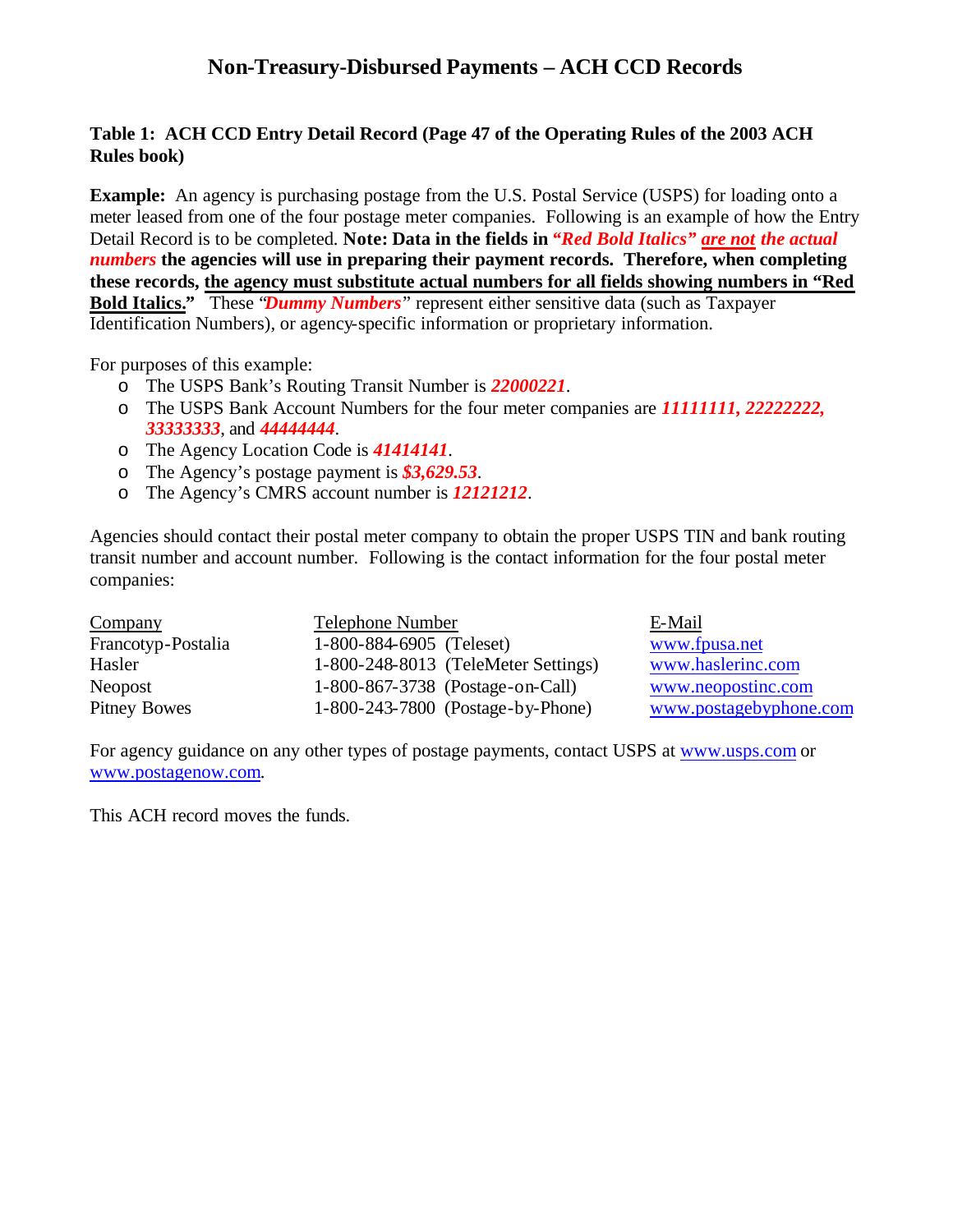# Non-Treasury-Disbursed Payments – ACH CCD Records

**Table 1: ACH CCD Entry Detail Record (Page 47 of the Operating Rules of the 2003 ACH Rules book)**

**Example:** An agency is purchasing postage from the U.S. Postal Service (USPS) for loading onto a meter leased from one of the four postage meter companies. Following is an example of how the Entry Detail Record is to be completed. **Note: Data in the fields in *"Red Bold Italics" are not the actual numbers* the agencies will use in preparing their payment records. Therefore, when completing these records, the agency must substitute actual numbers for all fields showing numbers in "Red Bold Italics."** These "***Dummy Numbers***" represent either sensitive data (such as Taxpayer Identification Numbers), or agency-specific information or proprietary information.

For purposes of this example:

- The USPS Bank's Routing Transit Number is ***22000221***.
- The USPS Bank Account Numbers for the four meter companies are ***11111111, 22222222, 33333333***, and ***44444444***.
- The Agency Location Code is ***41414141***.
- The Agency's postage payment is ***$3,629.53***.
- The Agency's CMRS account number is ***12121212***.

Agencies should contact their postal meter company to obtain the proper USPS TIN and bank routing transit number and account number. Following is the contact information for the four postal meter companies:

| Company | Telephone Number | E-Mail |
|---|---|---|
| Francotyp-Postalia | 1-800-884-6905 (Teleset) | www.fpusa.net |
| Hasler | 1-800-248-8013 (TeleMeter Settings) | www.haslerinc.com |
| Neopost | 1-800-867-3738 (Postage-on-Call) | www.neopostinc.com |
| Pitney Bowes | 1-800-243-7800 (Postage-by-Phone) | www.postagebyphone.com |

For agency guidance on any other types of postage payments, contact USPS at www.usps.com or www.postagenow.com.

This ACH record moves the funds.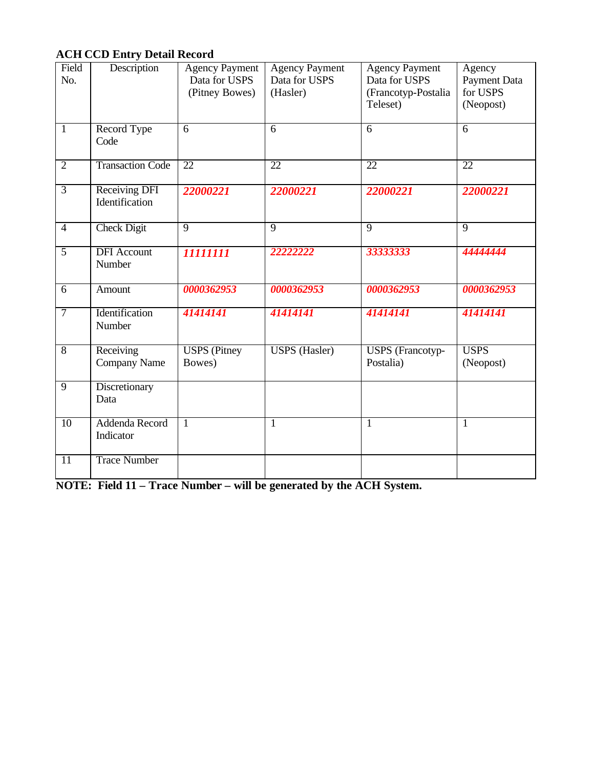**ACH CCD Entry Detail Record**

| Field No. | Description | Agency Payment Data for USPS (Pitney Bowes) | Agency Payment Data for USPS (Hasler) | Agency Payment Data for USPS (Francotyp-Postalia Teleset) | Agency Payment Data for USPS (Neopost) |
|---|---|---|---|---|---|
| 1 | Record Type Code | 6 | 6 | 6 | 6 |
| 2 | Transaction Code | 22 | 22 | 22 | 22 |
| 3 | Receiving DFI Identification | *22000221* | *22000221* | *22000221* | *22000221* |
| 4 | Check Digit | 9 | 9 | 9 | 9 |
| 5 | DFI Account Number | *11111111* | *22222222* | *33333333* | *44444444* |
| 6 | Amount | *0000362953* | *0000362953* | *0000362953* | *0000362953* |
| 7 | Identification Number | *41414141* | *41414141* | *41414141* | *41414141* |
| 8 | Receiving Company Name | USPS (Pitney Bowes) | USPS (Hasler) | USPS (Francotyp-Postalia) | USPS (Neopost) |
| 9 | Discretionary Data | | | | |
| 10 | Addenda Record Indicator | 1 | 1 | 1 | 1 |
| 11 | Trace Number | | | | |

**NOTE: Field 11 – Trace Number – will be generated by the ACH System.**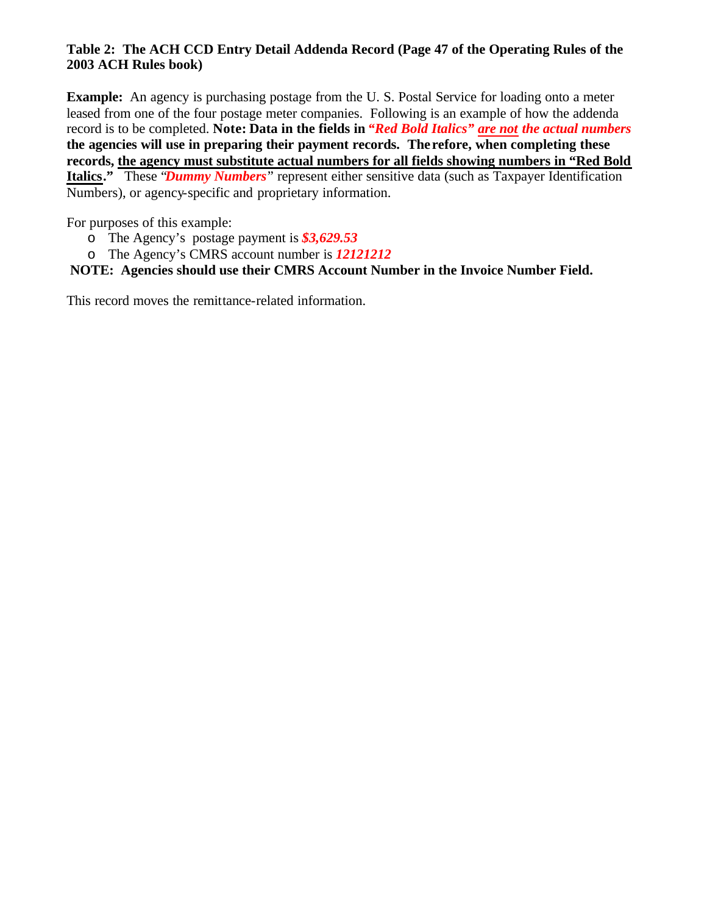**Table 2: The ACH CCD Entry Detail Addenda Record (Page 47 of the Operating Rules of the 2003 ACH Rules book)**

**Example:** An agency is purchasing postage from the U. S. Postal Service for loading onto a meter leased from one of the four postage meter companies. Following is an example of how the addenda record is to be completed. **Note: Data in the fields in *"Red Bold Italics"* *<u>are not</u>* *the actual numbers* the agencies will use in preparing their payment records. Therefore, when completing these records, <u>the agency must substitute actual numbers for all fields showing numbers in "Red Bold Italics</u>."** These "***Dummy Numbers***" represent either sensitive data (such as Taxpayer Identification Numbers), or agency-specific and proprietary information.

For purposes of this example:

- The Agency's postage payment is ***$3,629.53***
- The Agency's CMRS account number is ***12121212***

**NOTE: Agencies should use their CMRS Account Number in the Invoice Number Field.**

This record moves the remittance-related information.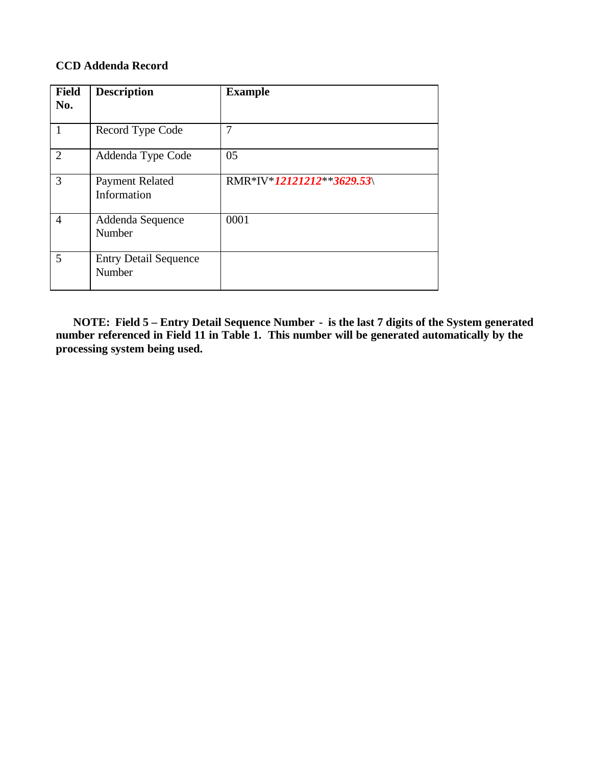**CCD Addenda Record**

| Field No. | Description | Example |
|---|---|---|
| 1 | Record Type Code | 7 |
| 2 | Addenda Type Code | 05 |
| 3 | Payment Related Information | RMR*IV****12121212*****3629.53***\ |
| 4 | Addenda Sequence Number | 0001 |
| 5 | Entry Detail Sequence Number | |

**NOTE: Field 5 – Entry Detail Sequence Number - is the last 7 digits of the System generated number referenced in Field 11 in Table 1. This number will be generated automatically by the processing system being used.**